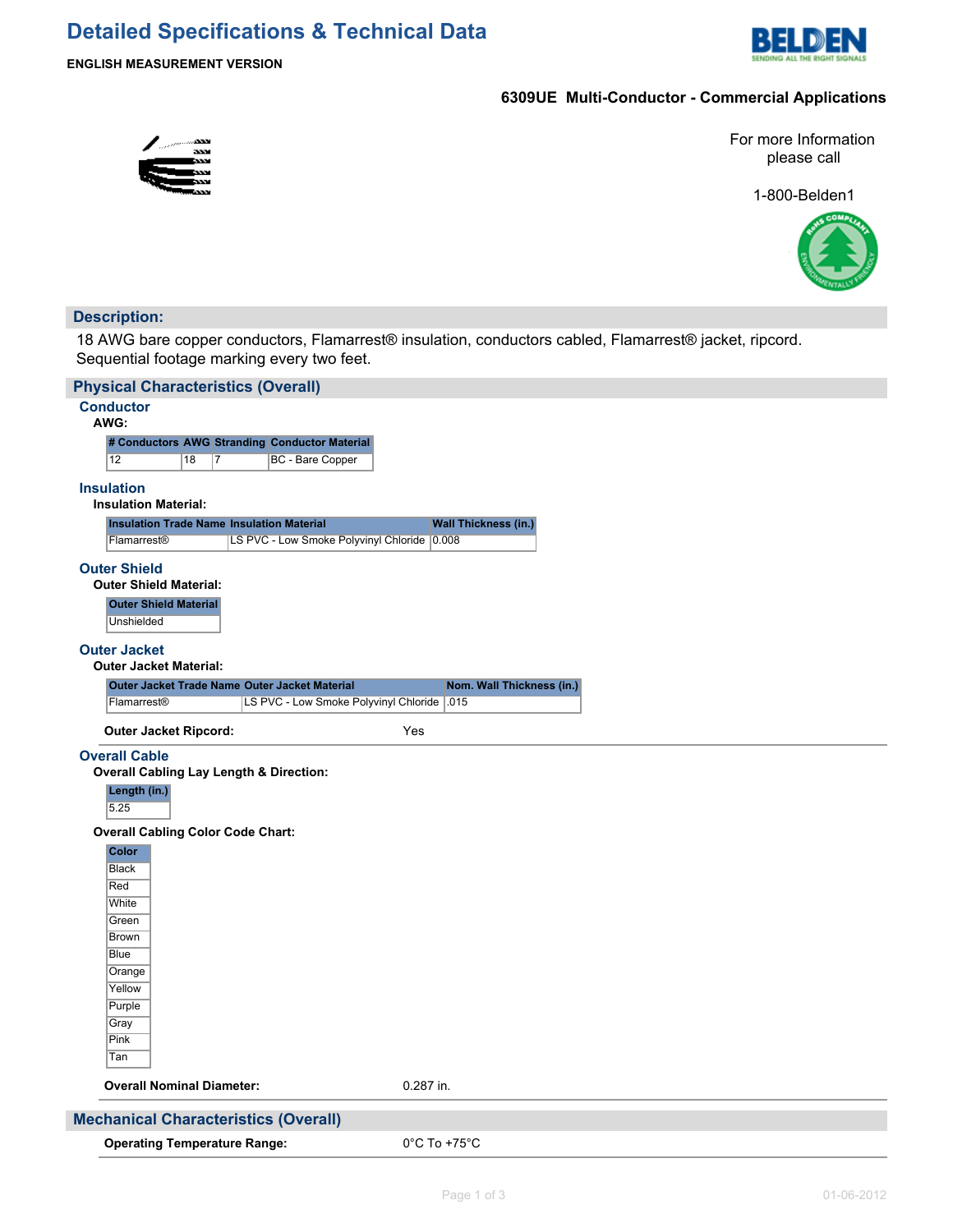# Detailed Specifications & Technical Data

**ENGLISH MEASUREMENT VERSION**

**6309UE Multi-Conductor - Commercial Applications**

For more Information please call

1-800-Belden1

## Description:

18 AWG bare copper conductors, Flamarrest® insulation, conductors cabled, Flamarrest® jacket, ripcord. Sequential footage marking every two feet.

## Physical Characteristics (Overall)

### Conductor

**AWG:**

| # Conductors | AWG | Stranding | Conductor Material |
|---|---|---|---|
| 12 | 18 | 7 | BC - Bare Copper |

### Insulation

**Insulation Material:**

| Insulation Trade Name | Insulation Material | Wall Thickness (in.) |
|---|---|---|
| Flamarrest® | LS PVC - Low Smoke Polyvinyl Chloride | 0.008 |

### Outer Shield

**Outer Shield Material:**

| Outer Shield Material |
|---|
| Unshielded |

### Outer Jacket

**Outer Jacket Material:**

| Outer Jacket Trade Name | Outer Jacket Material | Nom. Wall Thickness (in.) |
|---|---|---|
| Flamarrest® | LS PVC - Low Smoke Polyvinyl Chloride | .015 |

**Outer Jacket Ripcord:** Yes

### Overall Cable

**Overall Cabling Lay Length & Direction:**

| Length (in.) |
|---|
| 5.25 |

**Overall Cabling Color Code Chart:**

| Color |
|---|
| Black |
| Red |
| White |
| Green |
| Brown |
| Blue |
| Orange |
| Yellow |
| Purple |
| Gray |
| Pink |
| Tan |

**Overall Nominal Diameter:** 0.287 in.

## Mechanical Characteristics (Overall)

**Operating Temperature Range:** 0°C To +75°C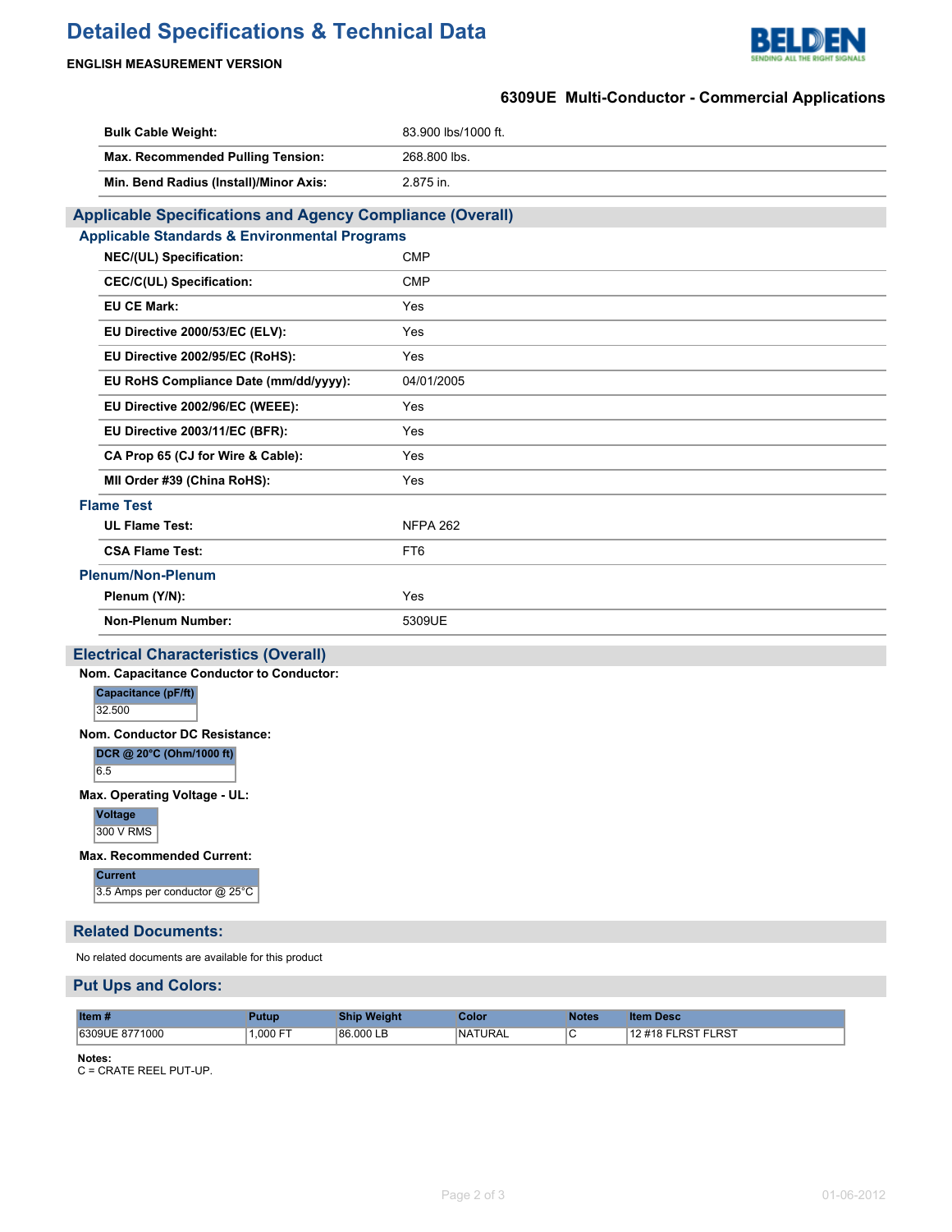## 6309UE Multi-Conductor - Commercial Applications

| | |
|---|---|
| **Bulk Cable Weight:** | 83.900 lbs/1000 ft. |
| **Max. Recommended Pulling Tension:** | 268.800 lbs. |
| **Min. Bend Radius (Install)/Minor Axis:** | 2.875 in. |

## Applicable Specifications and Agency Compliance (Overall)

### Applicable Standards & Environmental Programs

| | |
|---|---|
| **NEC/(UL) Specification:** | CMP |
| **CEC/C(UL) Specification:** | CMP |
| **EU CE Mark:** | Yes |
| **EU Directive 2000/53/EC (ELV):** | Yes |
| **EU Directive 2002/95/EC (RoHS):** | Yes |
| **EU RoHS Compliance Date (mm/dd/yyyy):** | 04/01/2005 |
| **EU Directive 2002/96/EC (WEEE):** | Yes |
| **EU Directive 2003/11/EC (BFR):** | Yes |
| **CA Prop 65 (CJ for Wire & Cable):** | Yes |
| **MII Order #39 (China RoHS):** | Yes |

### Flame Test

| | |
|---|---|
| **UL Flame Test:** | NFPA 262 |
| **CSA Flame Test:** | FT6 |

### Plenum/Non-Plenum

| | |
|---|---|
| **Plenum (Y/N):** | Yes |
| **Non-Plenum Number:** | 5309UE |

## Electrical Characteristics (Overall)

**Nom. Capacitance Conductor to Conductor:**

| Capacitance (pF/ft) |
|---|
| 32.500 |

**Nom. Conductor DC Resistance:**

| DCR @ 20°C (Ohm/1000 ft) |
|---|
| 6.5 |

**Max. Operating Voltage - UL:**

| Voltage |
|---|
| 300 V RMS |

**Max. Recommended Current:**

| Current |
|---|
| 3.5 Amps per conductor @ 25°C |

## Related Documents:

No related documents are available for this product

## Put Ups and Colors:

| Item # | Putup | Ship Weight | Color | Notes | Item Desc |
|---|---|---|---|---|---|
| 6309UE 8771000 | 1,000 FT | 86.000 LB | NATURAL | C | 12 #18 FLRST FLRST |

**Notes:**
C = CRATE REEL PUT-UP.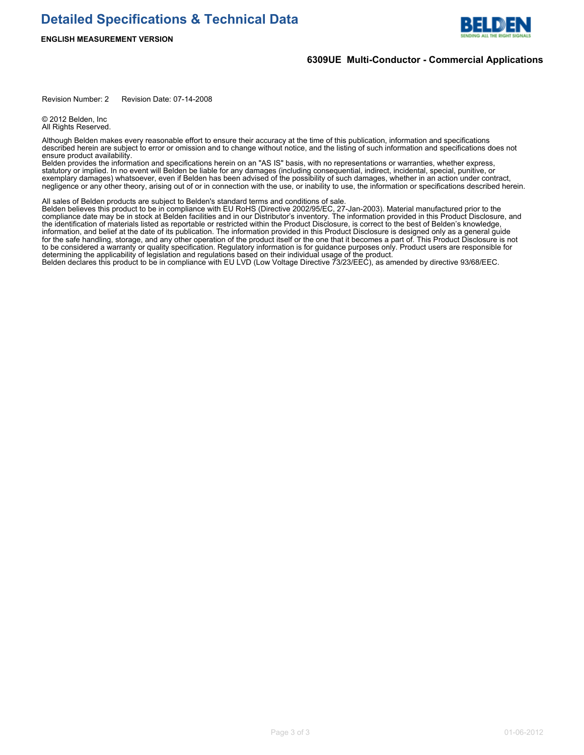Revision Number: 2 Revision Date: 07-14-2008

© 2012 Belden, Inc
All Rights Reserved.

Although Belden makes every reasonable effort to ensure their accuracy at the time of this publication, information and specifications described herein are subject to error or omission and to change without notice, and the listing of such information and specifications does not ensure product availability.
Belden provides the information and specifications herein on an "AS IS" basis, with no representations or warranties, whether express, statutory or implied. In no event will Belden be liable for any damages (including consequential, indirect, incidental, special, punitive, or exemplary damages) whatsoever, even if Belden has been advised of the possibility of such damages, whether in an action under contract, negligence or any other theory, arising out of or in connection with the use, or inability to use, the information or specifications described herein.

All sales of Belden products are subject to Belden's standard terms and conditions of sale.
Belden believes this product to be in compliance with EU RoHS (Directive 2002/95/EC, 27-Jan-2003). Material manufactured prior to the compliance date may be in stock at Belden facilities and in our Distributor's inventory. The information provided in this Product Disclosure, and the identification of materials listed as reportable or restricted within the Product Disclosure, is correct to the best of Belden's knowledge, information, and belief at the date of its publication. The information provided in this Product Disclosure is designed only as a general guide for the safe handling, storage, and any other operation of the product itself or the one that it becomes a part of. This Product Disclosure is not to be considered a warranty or quality specification. Regulatory information is for guidance purposes only. Product users are responsible for determining the applicability of legislation and regulations based on their individual usage of the product.
Belden declares this product to be in compliance with EU LVD (Low Voltage Directive 73/23/EEC), as amended by directive 93/68/EEC.